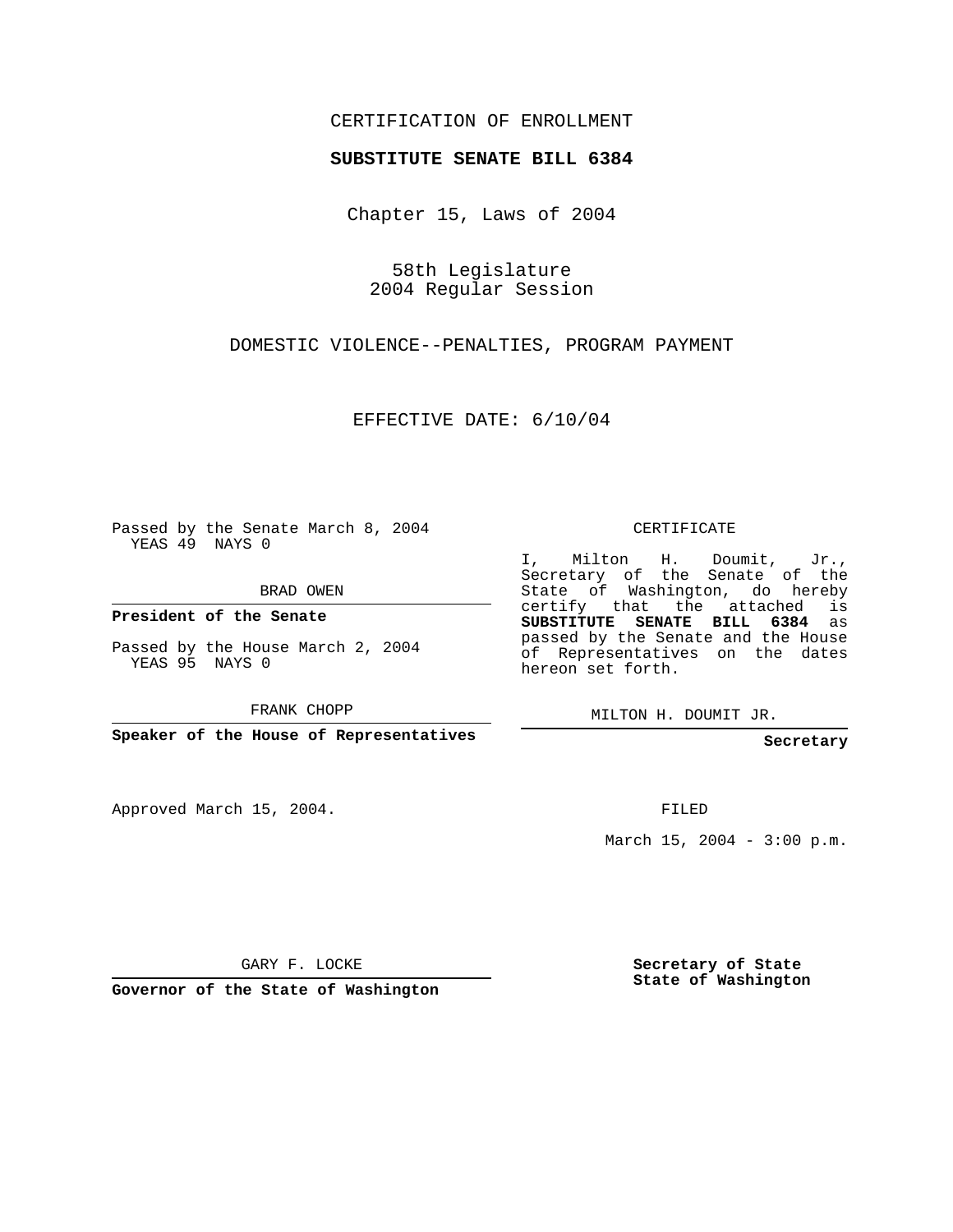CERTIFICATION OF ENROLLMENT

**SUBSTITUTE SENATE BILL 6384**

Chapter 15, Laws of 2004

58th Legislature
2004 Regular Session

DOMESTIC VIOLENCE--PENALTIES, PROGRAM PAYMENT

EFFECTIVE DATE: 6/10/04

Passed by the Senate March 8, 2004
YEAS 49 NAYS 0

BRAD OWEN

**President of the Senate**

Passed by the House March 2, 2004
YEAS 95 NAYS 0

FRANK CHOPP

**Speaker of the House of Representatives**

CERTIFICATE

I, Milton H. Doumit, Jr., Secretary of the Senate of the State of Washington, do hereby certify that the attached is **SUBSTITUTE SENATE BILL 6384** as passed by the Senate and the House of Representatives on the dates hereon set forth.

MILTON H. DOUMIT JR.

**Secretary**

Approved March 15, 2004.

FILED

March 15, 2004 - 3:00 p.m.

GARY F. LOCKE

**Governor of the State of Washington**

**Secretary of State**
**State of Washington**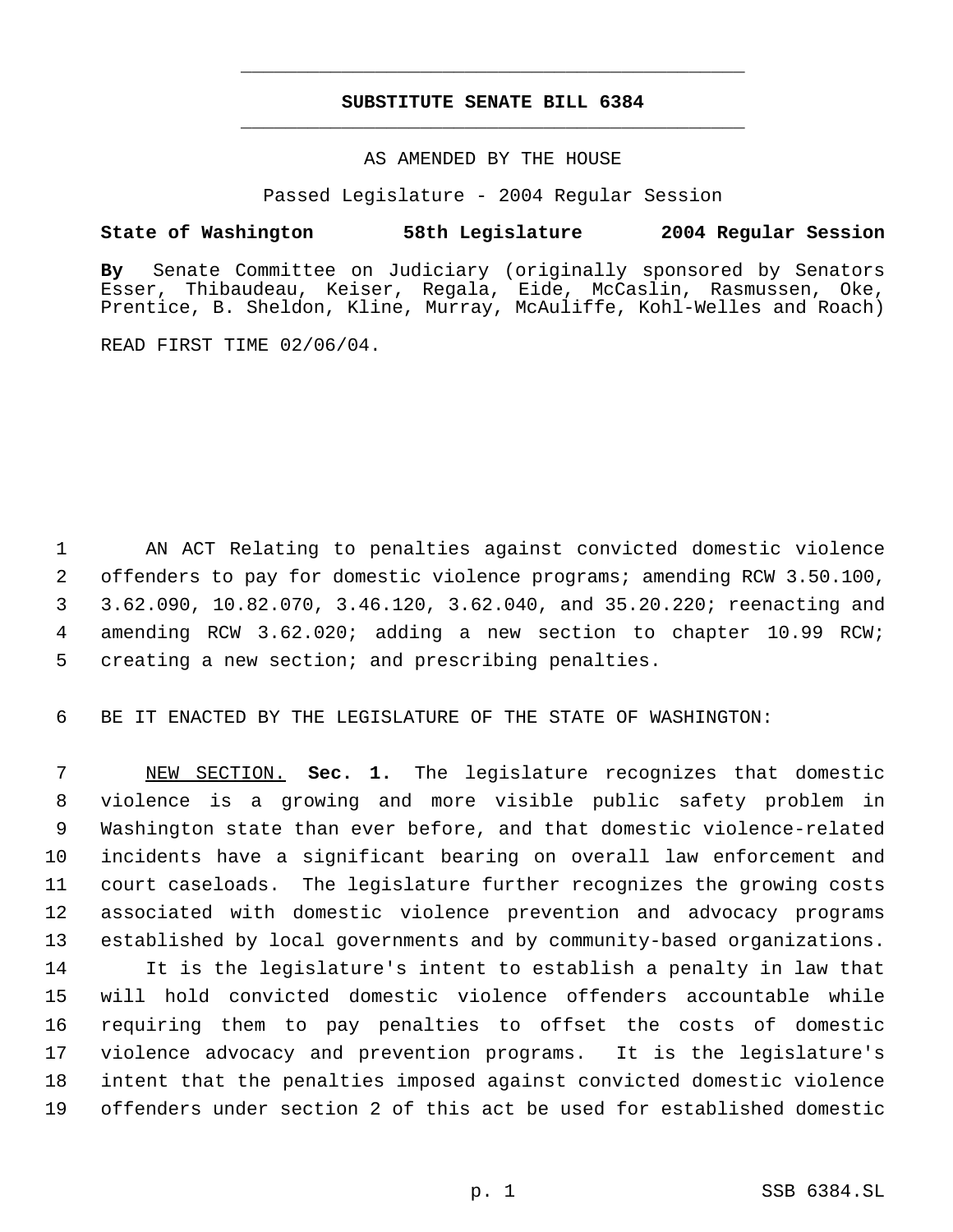# SUBSTITUTE SENATE BILL 6384

AS AMENDED BY THE HOUSE

Passed Legislature - 2004 Regular Session

**State of Washington 58th Legislature 2004 Regular Session**

**By** Senate Committee on Judiciary (originally sponsored by Senators Esser, Thibaudeau, Keiser, Regala, Eide, McCaslin, Rasmussen, Oke, Prentice, B. Sheldon, Kline, Murray, McAuliffe, Kohl-Welles and Roach)

READ FIRST TIME 02/06/04.

AN ACT Relating to penalties against convicted domestic violence offenders to pay for domestic violence programs; amending RCW 3.50.100, 3.62.090, 10.82.070, 3.46.120, 3.62.040, and 35.20.220; reenacting and amending RCW 3.62.020; adding a new section to chapter 10.99 RCW; creating a new section; and prescribing penalties.

BE IT ENACTED BY THE LEGISLATURE OF THE STATE OF WASHINGTON:

NEW SECTION. **Sec. 1.** The legislature recognizes that domestic violence is a growing and more visible public safety problem in Washington state than ever before, and that domestic violence-related incidents have a significant bearing on overall law enforcement and court caseloads. The legislature further recognizes the growing costs associated with domestic violence prevention and advocacy programs established by local governments and by community-based organizations.

It is the legislature's intent to establish a penalty in law that will hold convicted domestic violence offenders accountable while requiring them to pay penalties to offset the costs of domestic violence advocacy and prevention programs. It is the legislature's intent that the penalties imposed against convicted domestic violence offenders under section 2 of this act be used for established domestic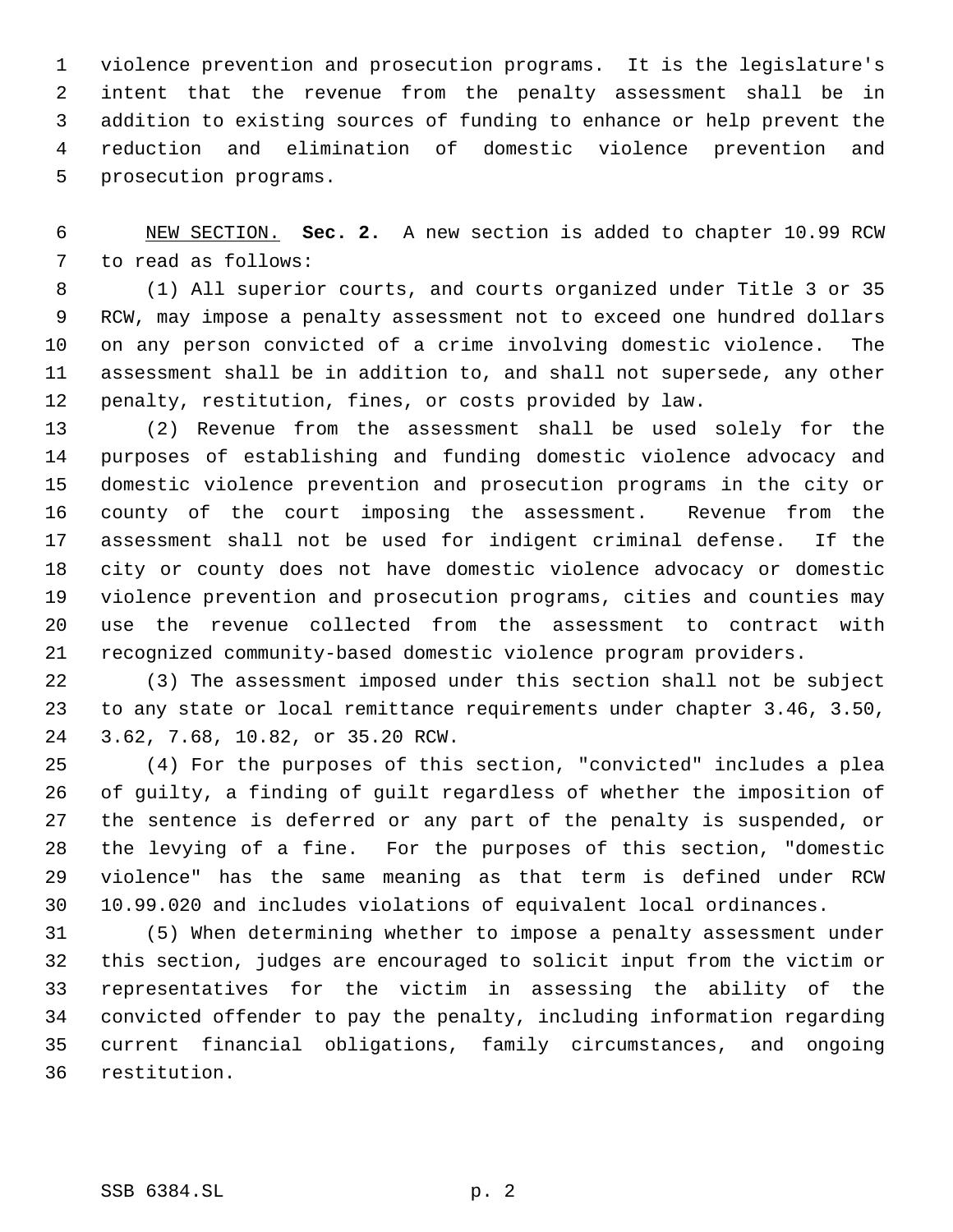violence prevention and prosecution programs. It is the legislature's intent that the revenue from the penalty assessment shall be in addition to existing sources of funding to enhance or help prevent the reduction and elimination of domestic violence prevention and prosecution programs.

NEW SECTION. **Sec. 2.** A new section is added to chapter 10.99 RCW to read as follows:

(1) All superior courts, and courts organized under Title 3 or 35 RCW, may impose a penalty assessment not to exceed one hundred dollars on any person convicted of a crime involving domestic violence. The assessment shall be in addition to, and shall not supersede, any other penalty, restitution, fines, or costs provided by law.

(2) Revenue from the assessment shall be used solely for the purposes of establishing and funding domestic violence advocacy and domestic violence prevention and prosecution programs in the city or county of the court imposing the assessment. Revenue from the assessment shall not be used for indigent criminal defense. If the city or county does not have domestic violence advocacy or domestic violence prevention and prosecution programs, cities and counties may use the revenue collected from the assessment to contract with recognized community-based domestic violence program providers.

(3) The assessment imposed under this section shall not be subject to any state or local remittance requirements under chapter 3.46, 3.50, 3.62, 7.68, 10.82, or 35.20 RCW.

(4) For the purposes of this section, "convicted" includes a plea of guilty, a finding of guilt regardless of whether the imposition of the sentence is deferred or any part of the penalty is suspended, or the levying of a fine. For the purposes of this section, "domestic violence" has the same meaning as that term is defined under RCW 10.99.020 and includes violations of equivalent local ordinances.

(5) When determining whether to impose a penalty assessment under this section, judges are encouraged to solicit input from the victim or representatives for the victim in assessing the ability of the convicted offender to pay the penalty, including information regarding current financial obligations, family circumstances, and ongoing restitution.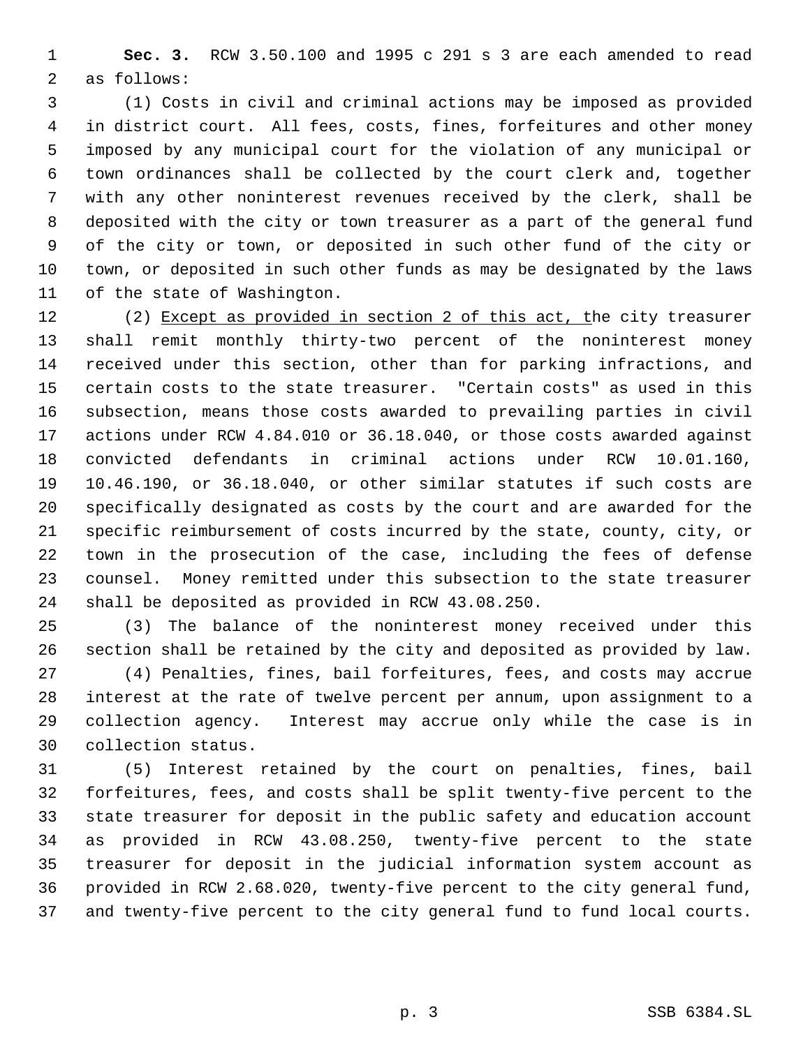**Sec. 3.** RCW 3.50.100 and 1995 c 291 s 3 are each amended to read as follows:

(1) Costs in civil and criminal actions may be imposed as provided in district court. All fees, costs, fines, forfeitures and other money imposed by any municipal court for the violation of any municipal or town ordinances shall be collected by the court clerk and, together with any other noninterest revenues received by the clerk, shall be deposited with the city or town treasurer as a part of the general fund of the city or town, or deposited in such other fund of the city or town, or deposited in such other funds as may be designated by the laws of the state of Washington.

(2) Except as provided in section 2 of this act, the city treasurer shall remit monthly thirty-two percent of the noninterest money received under this section, other than for parking infractions, and certain costs to the state treasurer. "Certain costs" as used in this subsection, means those costs awarded to prevailing parties in civil actions under RCW 4.84.010 or 36.18.040, or those costs awarded against convicted defendants in criminal actions under RCW 10.01.160, 10.46.190, or 36.18.040, or other similar statutes if such costs are specifically designated as costs by the court and are awarded for the specific reimbursement of costs incurred by the state, county, city, or town in the prosecution of the case, including the fees of defense counsel. Money remitted under this subsection to the state treasurer shall be deposited as provided in RCW 43.08.250.

(3) The balance of the noninterest money received under this section shall be retained by the city and deposited as provided by law.

(4) Penalties, fines, bail forfeitures, fees, and costs may accrue interest at the rate of twelve percent per annum, upon assignment to a collection agency. Interest may accrue only while the case is in collection status.

(5) Interest retained by the court on penalties, fines, bail forfeitures, fees, and costs shall be split twenty-five percent to the state treasurer for deposit in the public safety and education account as provided in RCW 43.08.250, twenty-five percent to the state treasurer for deposit in the judicial information system account as provided in RCW 2.68.020, twenty-five percent to the city general fund, and twenty-five percent to the city general fund to fund local courts.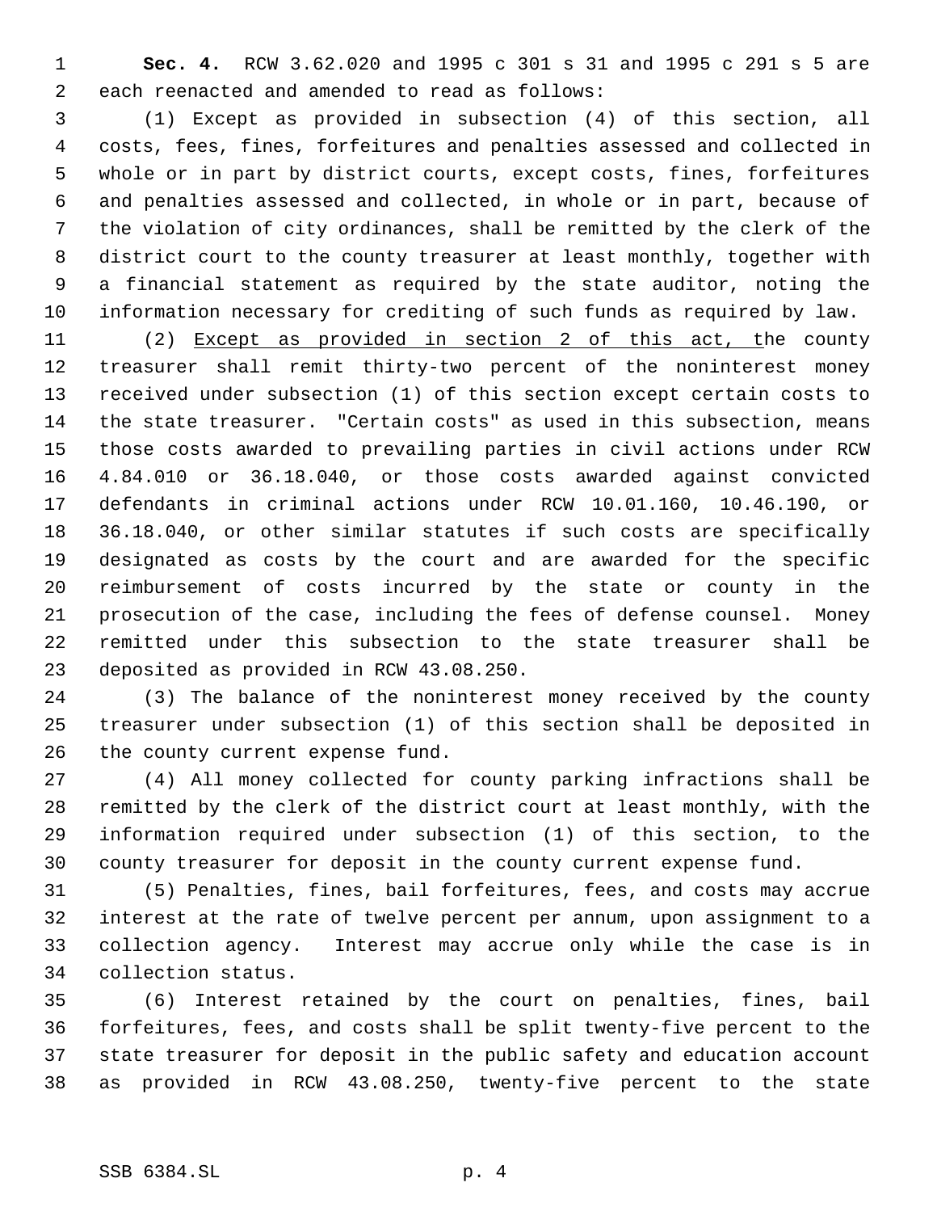**Sec. 4.** RCW 3.62.020 and 1995 c 301 s 31 and 1995 c 291 s 5 are each reenacted and amended to read as follows:

(1) Except as provided in subsection (4) of this section, all costs, fees, fines, forfeitures and penalties assessed and collected in whole or in part by district courts, except costs, fines, forfeitures and penalties assessed and collected, in whole or in part, because of the violation of city ordinances, shall be remitted by the clerk of the district court to the county treasurer at least monthly, together with a financial statement as required by the state auditor, noting the information necessary for crediting of such funds as required by law.

(2) <u>Except as provided in section 2 of this act, t</u>he county treasurer shall remit thirty-two percent of the noninterest money received under subsection (1) of this section except certain costs to the state treasurer. "Certain costs" as used in this subsection, means those costs awarded to prevailing parties in civil actions under RCW 4.84.010 or 36.18.040, or those costs awarded against convicted defendants in criminal actions under RCW 10.01.160, 10.46.190, or 36.18.040, or other similar statutes if such costs are specifically designated as costs by the court and are awarded for the specific reimbursement of costs incurred by the state or county in the prosecution of the case, including the fees of defense counsel. Money remitted under this subsection to the state treasurer shall be deposited as provided in RCW 43.08.250.

(3) The balance of the noninterest money received by the county treasurer under subsection (1) of this section shall be deposited in the county current expense fund.

(4) All money collected for county parking infractions shall be remitted by the clerk of the district court at least monthly, with the information required under subsection (1) of this section, to the county treasurer for deposit in the county current expense fund.

(5) Penalties, fines, bail forfeitures, fees, and costs may accrue interest at the rate of twelve percent per annum, upon assignment to a collection agency. Interest may accrue only while the case is in collection status.

(6) Interest retained by the court on penalties, fines, bail forfeitures, fees, and costs shall be split twenty-five percent to the state treasurer for deposit in the public safety and education account as provided in RCW 43.08.250, twenty-five percent to the state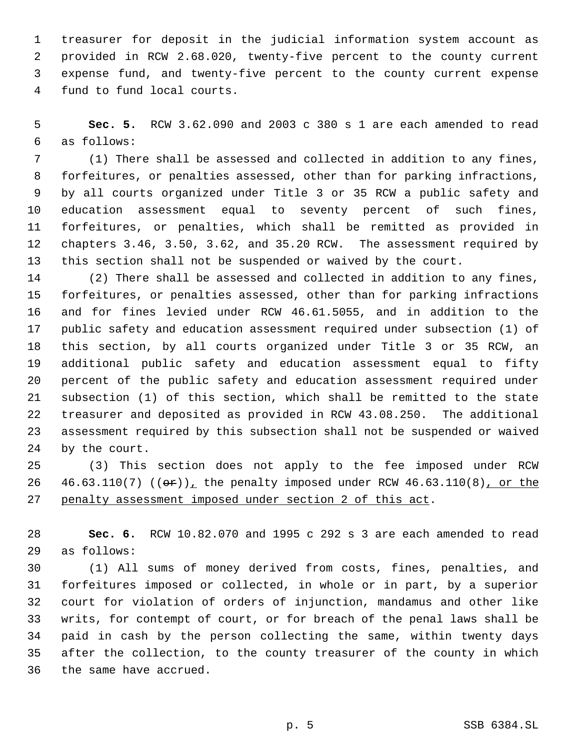treasurer for deposit in the judicial information system account as provided in RCW 2.68.020, twenty-five percent to the county current expense fund, and twenty-five percent to the county current expense fund to fund local courts.

**Sec. 5.** RCW 3.62.090 and 2003 c 380 s 1 are each amended to read as follows:

(1) There shall be assessed and collected in addition to any fines, forfeitures, or penalties assessed, other than for parking infractions, by all courts organized under Title 3 or 35 RCW a public safety and education assessment equal to seventy percent of such fines, forfeitures, or penalties, which shall be remitted as provided in chapters 3.46, 3.50, 3.62, and 35.20 RCW. The assessment required by this section shall not be suspended or waived by the court.

(2) There shall be assessed and collected in addition to any fines, forfeitures, or penalties assessed, other than for parking infractions and for fines levied under RCW 46.61.5055, and in addition to the public safety and education assessment required under subsection (1) of this section, by all courts organized under Title 3 or 35 RCW, an additional public safety and education assessment equal to fifty percent of the public safety and education assessment required under subsection (1) of this section, which shall be remitted to the state treasurer and deposited as provided in RCW 43.08.250. The additional assessment required by this subsection shall not be suspended or waived by the court.

(3) This section does not apply to the fee imposed under RCW 46.63.110(7) ((~~or~~))<u>,</u> the penalty imposed under RCW 46.63.110(8)<u>, or the penalty assessment imposed under section 2 of this act</u>.

**Sec. 6.** RCW 10.82.070 and 1995 c 292 s 3 are each amended to read as follows:

(1) All sums of money derived from costs, fines, penalties, and forfeitures imposed or collected, in whole or in part, by a superior court for violation of orders of injunction, mandamus and other like writs, for contempt of court, or for breach of the penal laws shall be paid in cash by the person collecting the same, within twenty days after the collection, to the county treasurer of the county in which the same have accrued.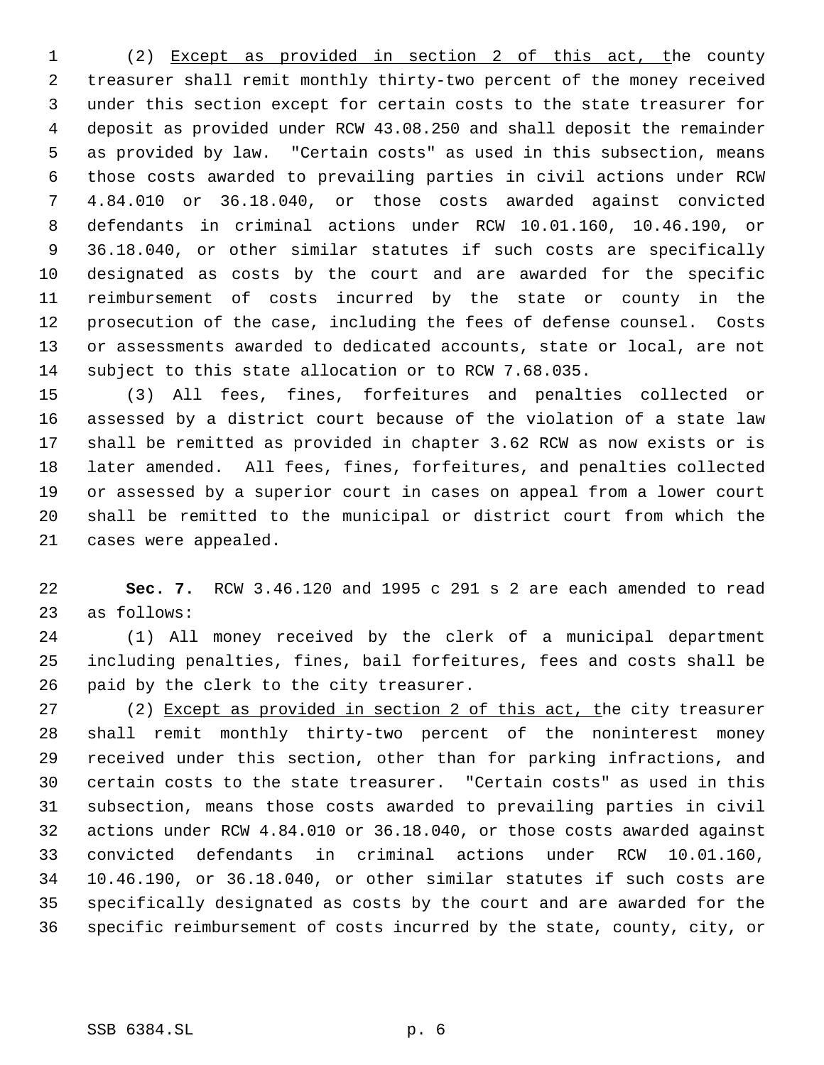(2) <u>Except as provided in section 2 of this act, t</u>he county treasurer shall remit monthly thirty-two percent of the money received under this section except for certain costs to the state treasurer for deposit as provided under RCW 43.08.250 and shall deposit the remainder as provided by law. "Certain costs" as used in this subsection, means those costs awarded to prevailing parties in civil actions under RCW 4.84.010 or 36.18.040, or those costs awarded against convicted defendants in criminal actions under RCW 10.01.160, 10.46.190, or 36.18.040, or other similar statutes if such costs are specifically designated as costs by the court and are awarded for the specific reimbursement of costs incurred by the state or county in the prosecution of the case, including the fees of defense counsel. Costs or assessments awarded to dedicated accounts, state or local, are not subject to this state allocation or to RCW 7.68.035.

(3) All fees, fines, forfeitures and penalties collected or assessed by a district court because of the violation of a state law shall be remitted as provided in chapter 3.62 RCW as now exists or is later amended. All fees, fines, forfeitures, and penalties collected or assessed by a superior court in cases on appeal from a lower court shall be remitted to the municipal or district court from which the cases were appealed.

**Sec. 7.** RCW 3.46.120 and 1995 c 291 s 2 are each amended to read as follows:

(1) All money received by the clerk of a municipal department including penalties, fines, bail forfeitures, fees and costs shall be paid by the clerk to the city treasurer.

(2) <u>Except as provided in section 2 of this act, t</u>he city treasurer shall remit monthly thirty-two percent of the noninterest money received under this section, other than for parking infractions, and certain costs to the state treasurer. "Certain costs" as used in this subsection, means those costs awarded to prevailing parties in civil actions under RCW 4.84.010 or 36.18.040, or those costs awarded against convicted defendants in criminal actions under RCW 10.01.160, 10.46.190, or 36.18.040, or other similar statutes if such costs are specifically designated as costs by the court and are awarded for the specific reimbursement of costs incurred by the state, county, city, or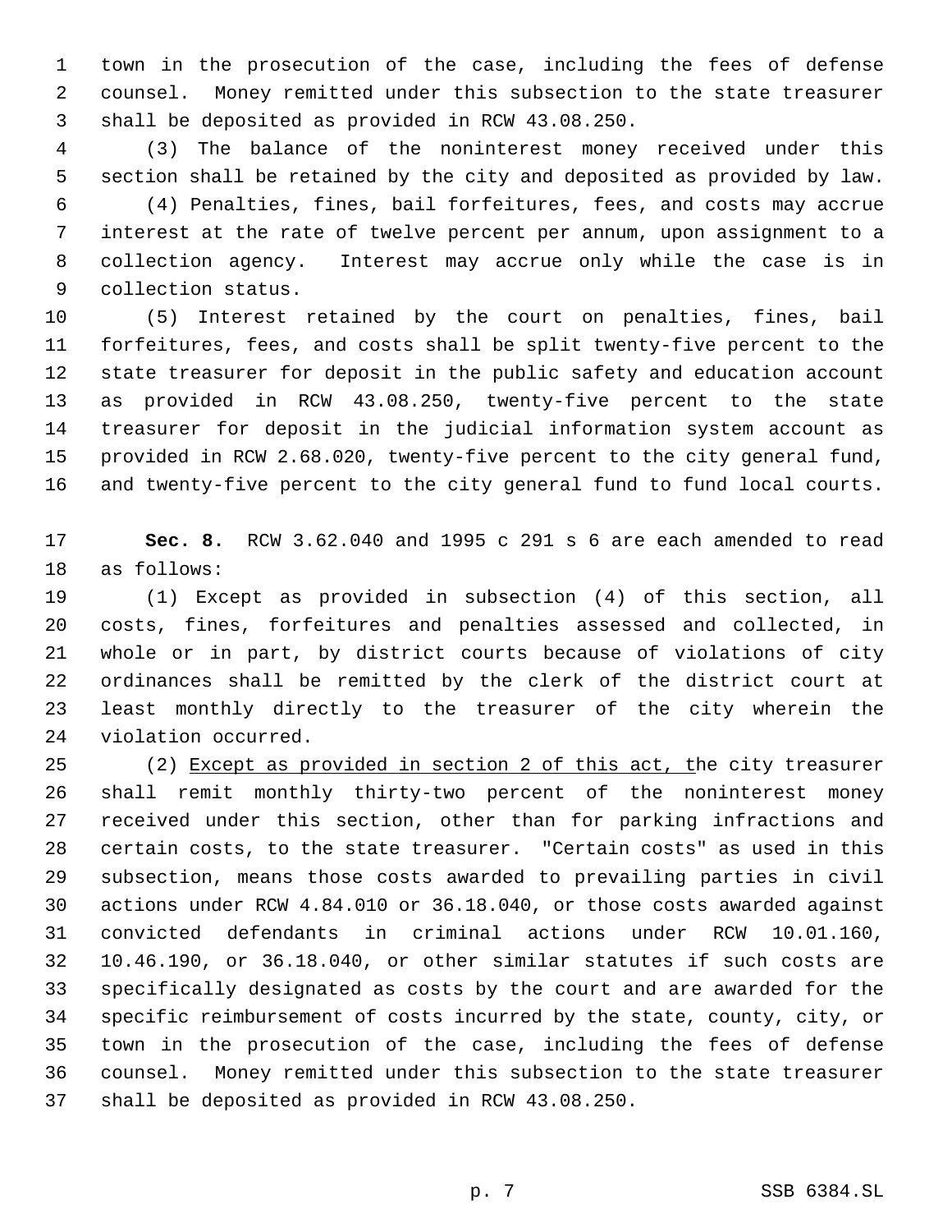town in the prosecution of the case, including the fees of defense counsel. Money remitted under this subsection to the state treasurer shall be deposited as provided in RCW 43.08.250.

(3) The balance of the noninterest money received under this section shall be retained by the city and deposited as provided by law.

(4) Penalties, fines, bail forfeitures, fees, and costs may accrue interest at the rate of twelve percent per annum, upon assignment to a collection agency. Interest may accrue only while the case is in collection status.

(5) Interest retained by the court on penalties, fines, bail forfeitures, fees, and costs shall be split twenty-five percent to the state treasurer for deposit in the public safety and education account as provided in RCW 43.08.250, twenty-five percent to the state treasurer for deposit in the judicial information system account as provided in RCW 2.68.020, twenty-five percent to the city general fund, and twenty-five percent to the city general fund to fund local courts.

**Sec. 8.** RCW 3.62.040 and 1995 c 291 s 6 are each amended to read as follows:

(1) Except as provided in subsection (4) of this section, all costs, fines, forfeitures and penalties assessed and collected, in whole or in part, by district courts because of violations of city ordinances shall be remitted by the clerk of the district court at least monthly directly to the treasurer of the city wherein the violation occurred.

(2) <u>Except as provided in section 2 of this act, t</u>he city treasurer shall remit monthly thirty-two percent of the noninterest money received under this section, other than for parking infractions and certain costs, to the state treasurer. "Certain costs" as used in this subsection, means those costs awarded to prevailing parties in civil actions under RCW 4.84.010 or 36.18.040, or those costs awarded against convicted defendants in criminal actions under RCW 10.01.160, 10.46.190, or 36.18.040, or other similar statutes if such costs are specifically designated as costs by the court and are awarded for the specific reimbursement of costs incurred by the state, county, city, or town in the prosecution of the case, including the fees of defense counsel. Money remitted under this subsection to the state treasurer shall be deposited as provided in RCW 43.08.250.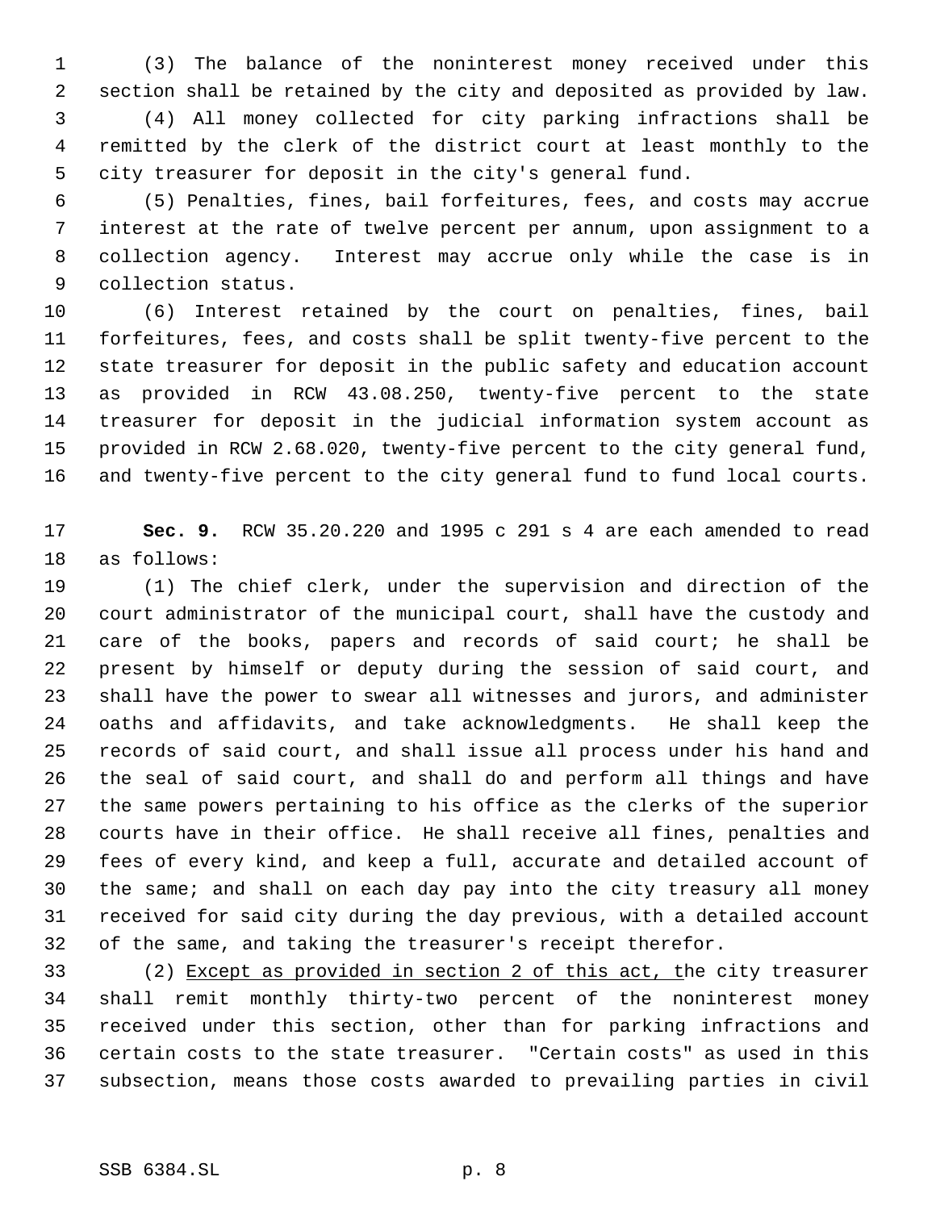(3) The balance of the noninterest money received under this section shall be retained by the city and deposited as provided by law.

(4) All money collected for city parking infractions shall be remitted by the clerk of the district court at least monthly to the city treasurer for deposit in the city's general fund.

(5) Penalties, fines, bail forfeitures, fees, and costs may accrue interest at the rate of twelve percent per annum, upon assignment to a collection agency. Interest may accrue only while the case is in collection status.

(6) Interest retained by the court on penalties, fines, bail forfeitures, fees, and costs shall be split twenty-five percent to the state treasurer for deposit in the public safety and education account as provided in RCW 43.08.250, twenty-five percent to the state treasurer for deposit in the judicial information system account as provided in RCW 2.68.020, twenty-five percent to the city general fund, and twenty-five percent to the city general fund to fund local courts.

**Sec. 9.** RCW 35.20.220 and 1995 c 291 s 4 are each amended to read as follows:

(1) The chief clerk, under the supervision and direction of the court administrator of the municipal court, shall have the custody and care of the books, papers and records of said court; he shall be present by himself or deputy during the session of said court, and shall have the power to swear all witnesses and jurors, and administer oaths and affidavits, and take acknowledgments. He shall keep the records of said court, and shall issue all process under his hand and the seal of said court, and shall do and perform all things and have the same powers pertaining to his office as the clerks of the superior courts have in their office. He shall receive all fines, penalties and fees of every kind, and keep a full, accurate and detailed account of the same; and shall on each day pay into the city treasury all money received for said city during the day previous, with a detailed account of the same, and taking the treasurer's receipt therefor.

(2) <u>Except as provided in section 2 of this act, t</u>he city treasurer shall remit monthly thirty-two percent of the noninterest money received under this section, other than for parking infractions and certain costs to the state treasurer. "Certain costs" as used in this subsection, means those costs awarded to prevailing parties in civil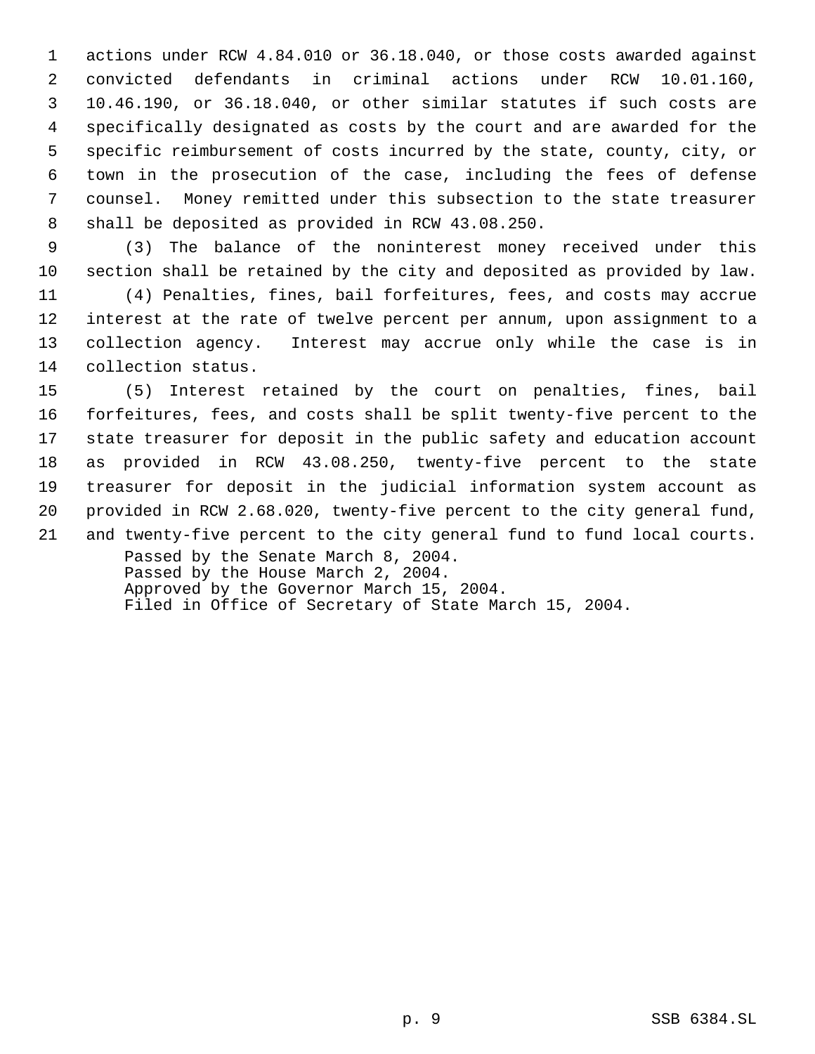actions under RCW 4.84.010 or 36.18.040, or those costs awarded against convicted defendants in criminal actions under RCW 10.01.160, 10.46.190, or 36.18.040, or other similar statutes if such costs are specifically designated as costs by the court and are awarded for the specific reimbursement of costs incurred by the state, county, city, or town in the prosecution of the case, including the fees of defense counsel. Money remitted under this subsection to the state treasurer shall be deposited as provided in RCW 43.08.250.

(3) The balance of the noninterest money received under this section shall be retained by the city and deposited as provided by law.

(4) Penalties, fines, bail forfeitures, fees, and costs may accrue interest at the rate of twelve percent per annum, upon assignment to a collection agency. Interest may accrue only while the case is in collection status.

(5) Interest retained by the court on penalties, fines, bail forfeitures, fees, and costs shall be split twenty-five percent to the state treasurer for deposit in the public safety and education account as provided in RCW 43.08.250, twenty-five percent to the state treasurer for deposit in the judicial information system account as provided in RCW 2.68.020, twenty-five percent to the city general fund, and twenty-five percent to the city general fund to fund local courts.

Passed by the Senate March 8, 2004.
Passed by the House March 2, 2004.
Approved by the Governor March 15, 2004.
Filed in Office of Secretary of State March 15, 2004.